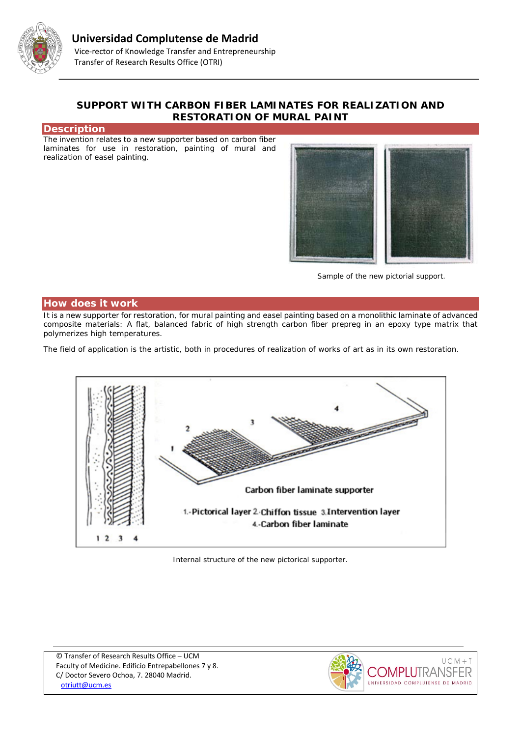# Universidad Complutense de Madrid

Vice-rector of Knowledge Transfer and Entrepreneurship
Transfer of Research Results Office (OTRI)

## SUPPORT WITH CARBON FIBER LAMINATES FOR REALIZATION AND RESTORATION OF MURAL PAINT

### Description

The invention relates to a new supporter based on carbon fiber laminates for use in restoration, painting of mural and realization of easel painting.

Sample of the new pictorial support.

### How does it work

It is a new supporter for restoration, for mural painting and easel painting based on a monolithic laminate of advanced composite materials: A flat, balanced fabric of high strength carbon fiber prepreg in an epoxy type matrix that polymerizes high temperatures.

The field of application is the artistic, both in procedures of realization of works of art as in its own restoration.

Carbon fiber laminate supporter

1.-Pictorical layer 2.-Chiffon tissue 3.Intervention layer 4.-Carbon fiber laminate

Internal structure of the new pictorical supporter.

© Transfer of Research Results Office – UCM
Faculty of Medicine. Edificio Entrepabellones 7 y 8.
C/ Doctor Severo Ochoa, 7. 28040 Madrid.
otriutt@ucm.es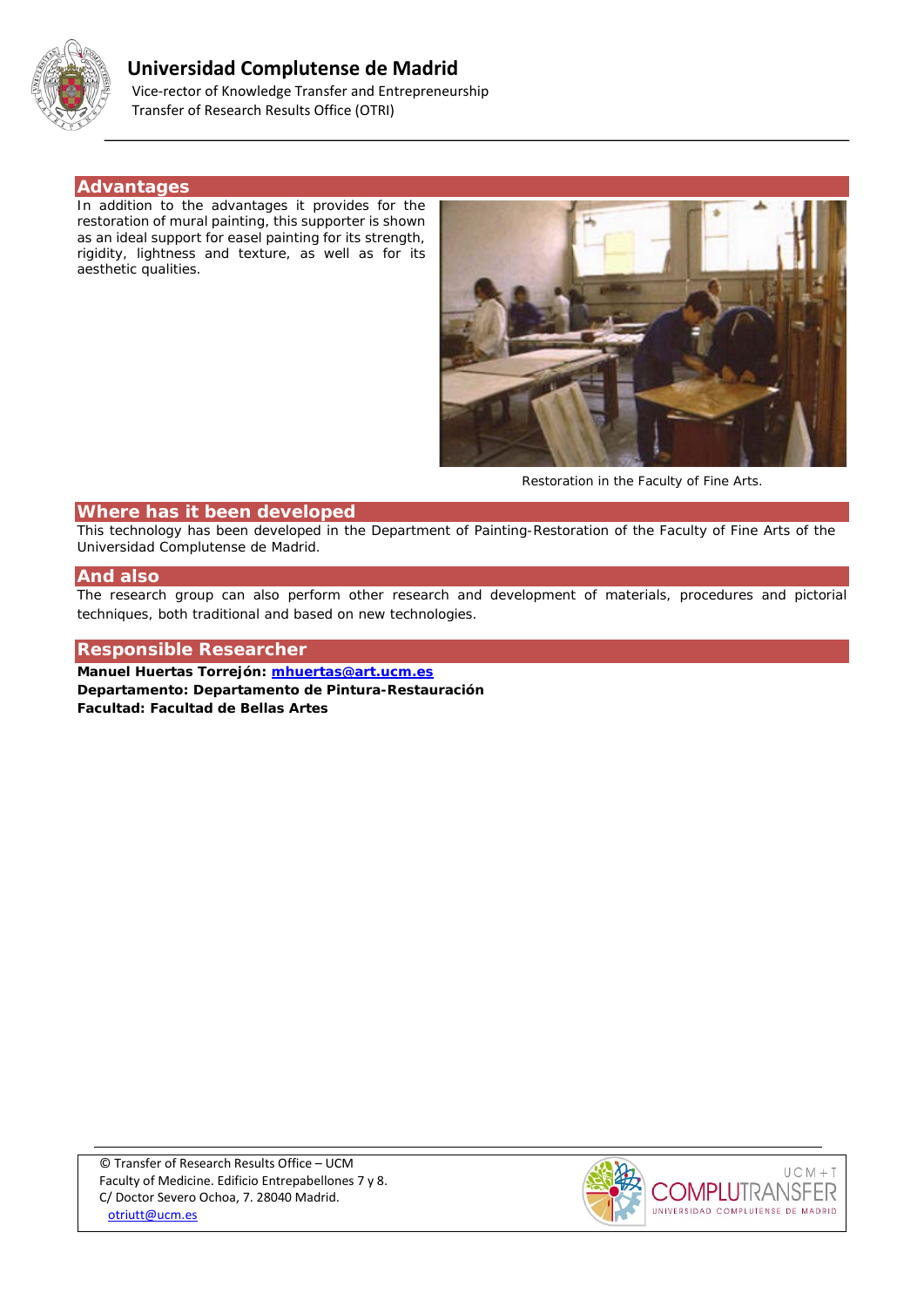## Advantages

In addition to the advantages it provides for the restoration of mural painting, this supporter is shown as an ideal support for easel painting for its strength, rigidity, lightness and texture, as well as for its aesthetic qualities.

Restoration in the Faculty of Fine Arts.

## Where has it been developed

This technology has been developed in the Department of Painting-Restoration of the Faculty of Fine Arts of the Universidad Complutense de Madrid.

## And also

The research group can also perform other research and development of materials, procedures and pictorial techniques, both traditional and based on new technologies.

## Responsible Researcher

**Manuel Huertas Torrejón: mhuertas@art.ucm.es**
**Departamento: Departamento de Pintura-Restauración**
**Facultad: Facultad de Bellas Artes**

© Transfer of Research Results Office – UCM
Faculty of Medicine. Edificio Entrepabellones 7 y 8.
C/ Doctor Severo Ochoa, 7. 28040 Madrid.
otriutt@ucm.es